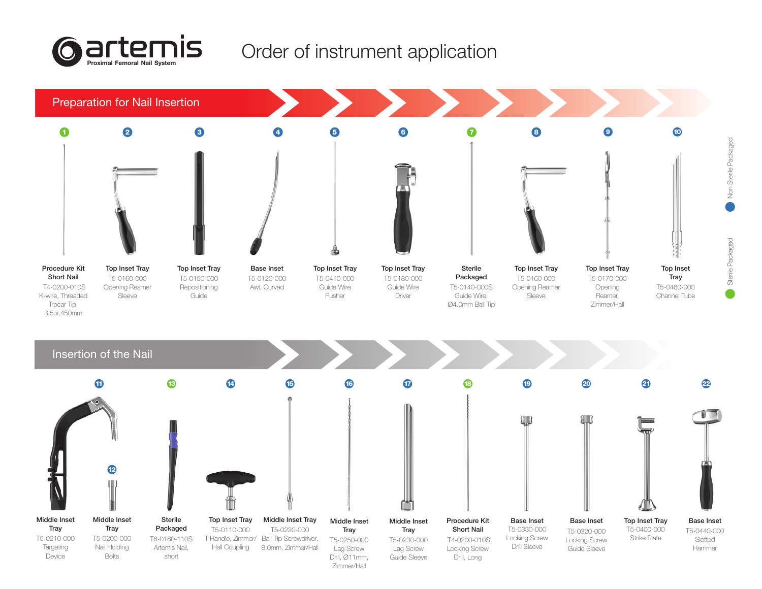# artemis
Proximal Femoral Nail System

# Order of instrument application

## Preparation for Nail Insertion

1. **Procedure Kit Short Nail** – T4-0200-010S K-wire, Threaded Trocar Tip, 3.5 x 450mm
2. **Top Inset Tray** – T5-0160-000 Opening Reamer Sleeve
3. **Top Inset Tray** – T5-0150-000 Repositioning Guide
4. **Base Inset** – T5-0120-000 Awl, Curved
5. **Top Inset Tray** – T5-0410-000 Guide Wire Pusher
6. **Top Inset Tray** – T5-0180-000 Guide Wire Driver
7. **Sterile Packaged** – T5-0140-000S Guide Wire, Ø4.0mm Ball Tip
8. **Top Inset Tray** – T5-0160-000 Opening Reamer Sleeve
9. **Top Inset Tray** – T5-0170-000 Opening Reamer, Zimmer/Hall
10. **Top Inset Tray** – T5-0460-000 Channel Tube

Non Sterile Packaged

Sterile Packaged

## Insertion of the Nail

11. **Middle Inset Tray** – T5-0210-000 Targeting Device
12. **Middle Inset Tray** – T5-0200-000 Nail Holding Bolts
13. **Sterile Packaged** – T6-0180-110S Artemis Nail, short
14. **Top Inset Tray** – T5-0110-000 T-Handle, Zimmer/Hall Coupling
15. **Middle Inset Tray** – T5-0220-000 Ball Tip Screwdriver, 8.0mm, Zimmer/Hall
16. **Middle Inset Tray** – T5-0250-000 Lag Screw Drill, Ø11mm, Zimmer/Hall
17. **Middle Inset Tray** – T5-0230-000 Lag Screw Guide Sleeve
18. **Procedure Kit Short Nail** – T4-0200-010S Locking Screw Drill, Long
19. **Base Inset** – T5-0330-000 Locking Screw Drill Sleeve
20. **Base Inset** – T5-0320-000 Locking Screw Guide Sleeve
21. **Top Inset Tray** – T5-0400-000 Strike Plate
22. **Base Inset** – T5-0440-000 Slotted Hammer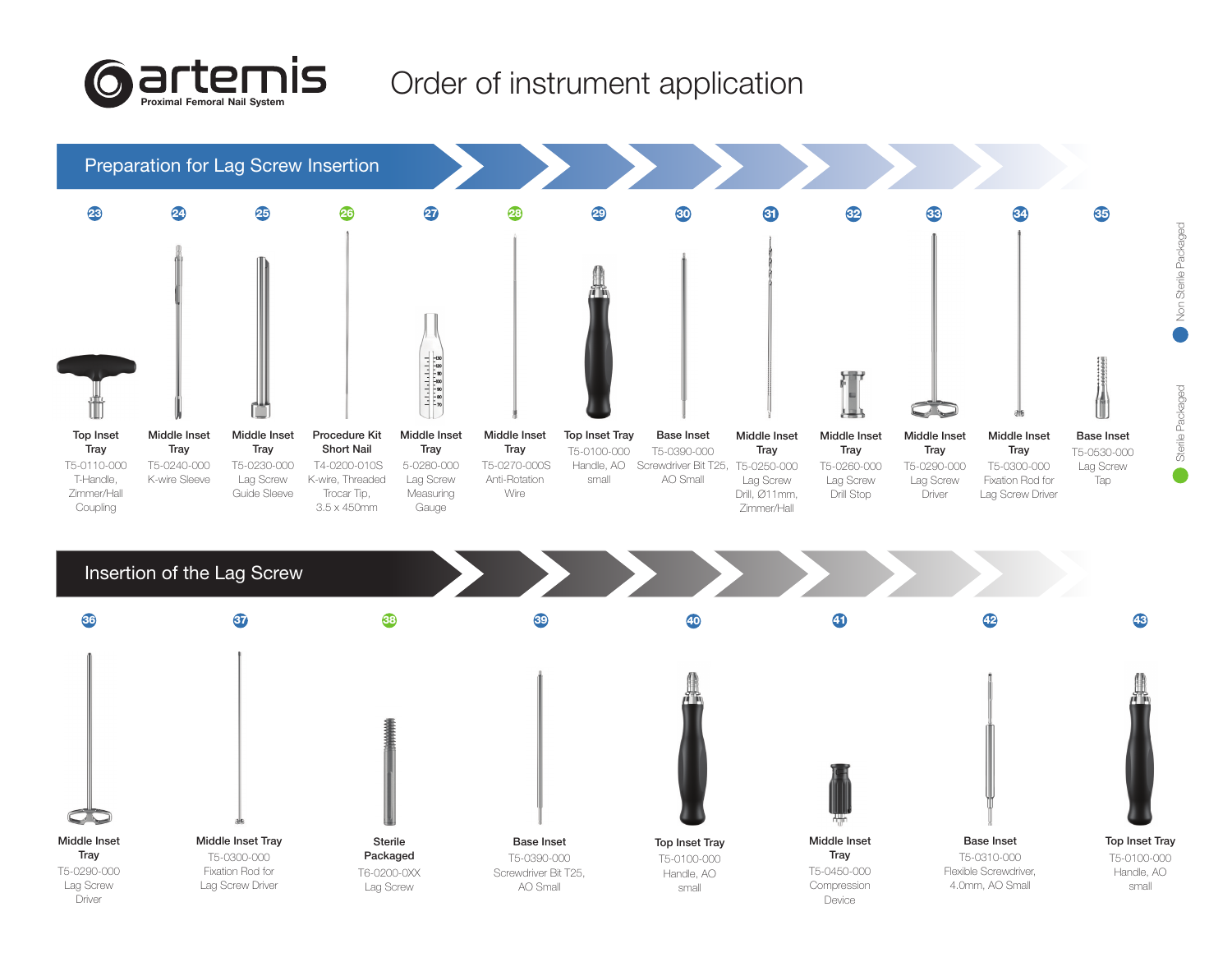# artemis

Proximal Femoral Nail System

## Order of instrument application

### Preparation for Lag Screw Insertion

| Step | Location | Part Number | Description |
|---|---|---|---|
| 23 | Top Inset Tray | T5-0110-000 | T-Handle, Zimmer/Hall Coupling |
| 24 | Middle Inset Tray | T5-0240-000 | K-wire Sleeve |
| 25 | Middle Inset Tray | T5-0230-000 | Lag Screw Guide Sleeve |
| 26 | Procedure Kit Short Nail | T4-0200-010S | K-wire, Threaded Trocar Tip, 3.5 x 450mm |
| 27 | Middle Inset Tray | 5-0280-000 | Lag Screw Measuring Gauge |
| 28 | Middle Inset Tray | T5-0270-000S | Anti-Rotation Wire |
| 29 | Top Inset Tray | T5-0100-000 | Handle, AO small |
| 30 | Base Inset | T5-0390-000 | Screwdriver Bit T25, AO Small |
| 31 | Middle Inset Tray | T5-0250-000 | Lag Screw Drill, Ø11mm, Zimmer/Hall |
| 32 | Middle Inset Tray | T5-0260-000 | Lag Screw Drill Stop |
| 33 | Middle Inset Tray | T5-0290-000 | Lag Screw Driver |
| 34 | Middle Inset Tray | T5-0300-000 | Fixation Rod for Lag Screw Driver |
| 35 | Base Inset | T5-0530-000 | Lag Screw Tap |

### Insertion of the Lag Screw

| Step | Location | Part Number | Description |
|---|---|---|---|
| 36 | Middle Inset Tray | T5-0290-000 | Lag Screw Driver |
| 37 | Middle Inset Tray | T5-0300-000 | Fixation Rod for Lag Screw Driver |
| 38 | Sterile Packaged | T6-0200-0XX | Lag Screw |
| 39 | Base Inset | T5-0390-000 | Screwdriver Bit T25, AO Small |
| 40 | Top Inset Tray | T5-0100-000 | Handle, AO small |
| 41 | Middle Inset Tray | T5-0450-000 | Compression Device |
| 42 | Base Inset | T5-0310-000 | Flexible Screwdriver, 4.0mm, AO Small |
| 43 | Top Inset Tray | T5-0100-000 | Handle, AO small |

Non Sterile Packaged (blue): 23, 24, 25, 27, 29, 30, 31, 32, 33, 34, 35, 36, 37, 39, 40, 41, 42, 43

Sterile Packaged (green): 26, 28, 38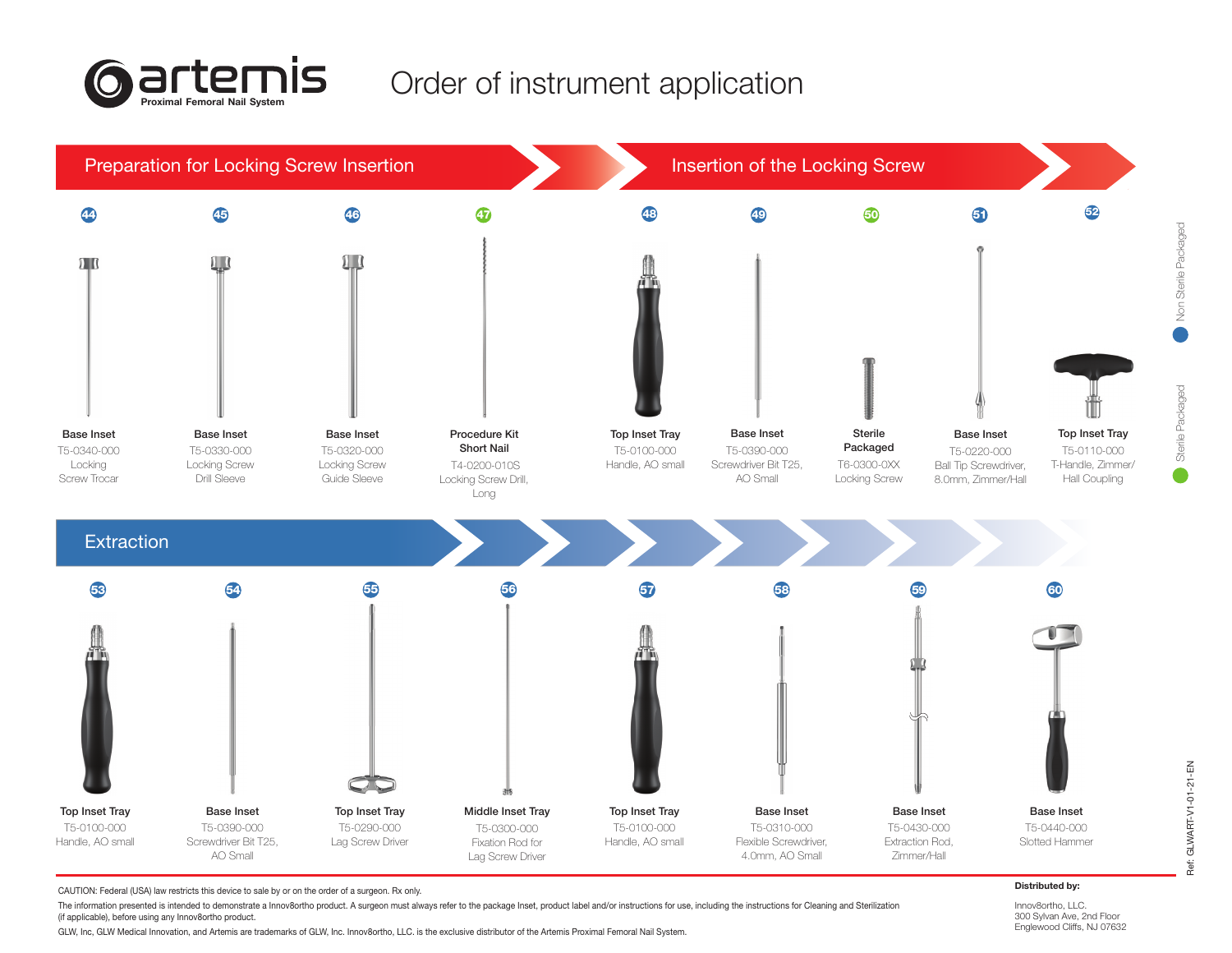# artemis

Proximal Femoral Nail System

## Order of instrument application

### Preparation for Locking Screw Insertion

44
**Base Inset**
T5-0340-000
Locking Screw Trocar

45
**Base Inset**
T5-0330-000
Locking Screw Drill Sleeve

46
**Base Inset**
T5-0320-000
Locking Screw Guide Sleeve

47
**Procedure Kit Short Nail**
T4-0200-010S
Locking Screw Drill, Long

### Insertion of the Locking Screw

48
**Top Inset Tray**
T5-0100-000
Handle, AO small

49
**Base Inset**
T5-0390-000
Screwdriver Bit T25, AO Small

50
**Sterile Packaged**
T6-0300-0XX
Locking Screw

51
**Base Inset**
T5-0220-000
Ball Tip Screwdriver, 8.0mm, Zimmer/Hall

52
**Top Inset Tray**
T5-0110-000
T-Handle, Zimmer/Hall Coupling

Non Sterile Packaged

Sterile Packaged

### Extraction

53
**Top Inset Tray**
T5-0100-000
Handle, AO small

54
**Base Inset**
T5-0390-000
Screwdriver Bit T25, AO Small

55
**Top Inset Tray**
T5-0290-000
Lag Screw Driver

56
**Middle Inset Tray**
T5-0300-000
Fixation Rod for Lag Screw Driver

57
**Top Inset Tray**
T5-0100-000
Handle, AO small

58
**Base Inset**
T5-0310-000
Flexible Screwdriver, 4.0mm, AO Small

59
**Base Inset**
T5-0430-000
Extraction Rod, Zimmer/Hall

60
**Base Inset**
T5-0440-000
Slotted Hammer

Ref: GLWART-V1-01-21-EN

CAUTION: Federal (USA) law restricts this device to sale by or on the order of a surgeon. Rx only.

The information presented is intended to demonstrate a Innov8ortho product. A surgeon must always refer to the package Inset, product label and/or instructions for use, including the instructions for Cleaning and Sterilization (if applicable), before using any Innov8ortho product.

GLW, Inc, GLW Medical Innovation, and Artemis are trademarks of GLW, Inc. Innov8ortho, LLC. is the exclusive distributor of the Artemis Proximal Femoral Nail System.

**Distributed by:**

Innov8ortho, LLC.
300 Sylvan Ave, 2nd Floor
Englewood Cliffs, NJ 07632